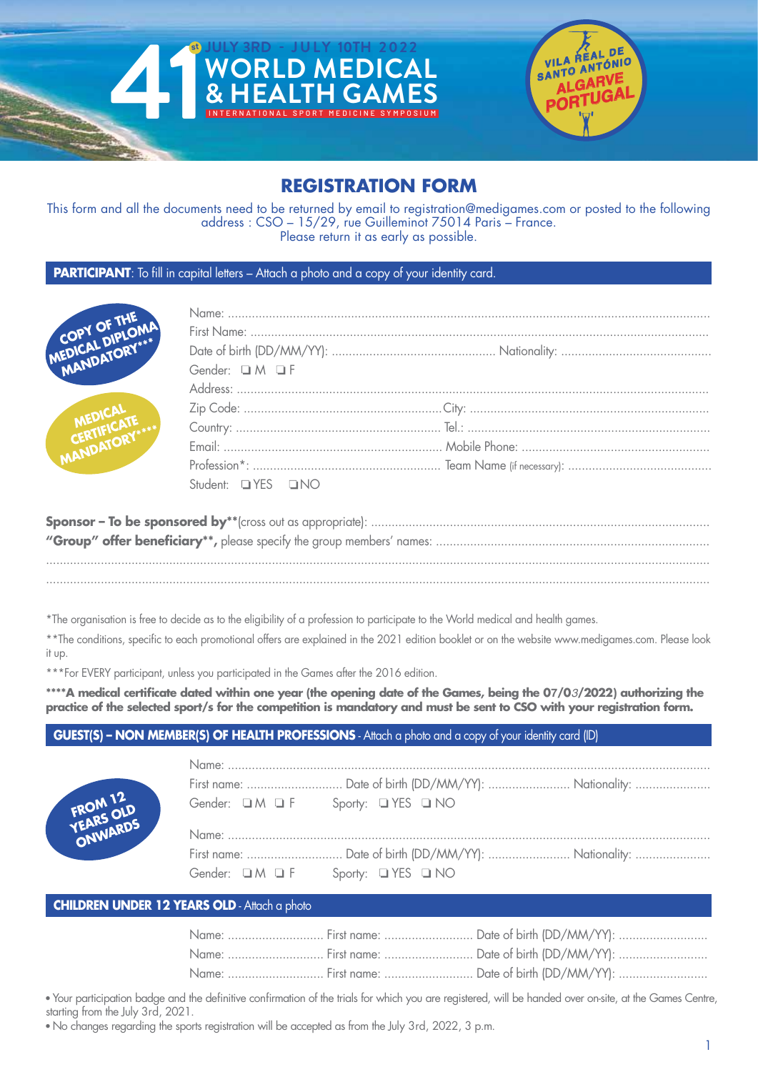# 41st WORLD MEDICAL & HEALTH GAMES

JULY 3RD - JULY 10TH 2022

INTERNATIONAL SPORT MEDICINE SYMPOSIUM

VILA REAL DE SANTO ANTÓNIO ALGARVE PORTUGAL

## REGISTRATION FORM

This form and all the documents need to be returned by email to registration@medigames.com or posted to the following address : CSO – 15/29, rue Guilleminot 75014 Paris – France.
Please return it as early as possible.

### PARTICIPANT: To fill in capital letters – Attach a photo and a copy of your identity card.

COPY OF THE MEDICAL DIPLOMA MANDATORY***

MEDICAL CERTIFICATE MANDATORY****

Name: ..................................................

First Name: ..................................................

Date of birth (DD/MM/YY): .............................. Nationality: ..............................

Gender: ❑ M ❑ F

Address: ..................................................

Zip Code: .............................. City: ..............................

Country: .............................. Tel.: ..............................

Email: .............................. Mobile Phone: ..............................

Profession*: .............................. Team Name (if necessary): ..............................

Student: ❑ YES ❑ NO

**Sponsor – To be sponsored by****(cross out as appropriate): ..................................................

**"Group" offer beneficiary****, please specify the group members' names: ..................................................

..................................................

..................................................

*The organisation is free to decide as to the eligibility of a profession to participate to the World medical and health games.

**The conditions, specific to each promotional offers are explained in the 2021 edition booklet or on the website www.medigames.com. Please look it up.

***For EVERY participant, unless you participated in the Games after the 2016 edition.

**\*\*\*\*A medical certificate dated within one year (the opening date of the Games, being the 07/03/2022) authorizing the practice of the selected sport/s for the competition is mandatory and must be sent to CSO with your registration form.**

### GUEST(S) – NON MEMBER(S) OF HEALTH PROFESSIONS - Attach a photo and a copy of your identity card (ID)

FROM 12 YEARS OLD ONWARDS

Name: ..................................................

First name: .............................. Date of birth (DD/MM/YY): .............................. Nationality: ..............................

Gender: ❑ M ❑ F Sporty: ❑ YES ❑ NO

Name: ..................................................

First name: .............................. Date of birth (DD/MM/YY): .............................. Nationality: ..............................

Gender: ❑ M ❑ F Sporty: ❑ YES ❑ NO

### CHILDREN UNDER 12 YEARS OLD - Attach a photo

Name: .............................. First name: .............................. Date of birth (DD/MM/YY): ..............................

Name: .............................. First name: .............................. Date of birth (DD/MM/YY): ..............................

Name: .............................. First name: .............................. Date of birth (DD/MM/YY): ..............................

- Your participation badge and the definitive confirmation of the trials for which you are registered, will be handed over on-site, at the Games Centre, starting from the July 3rd, 2021.
- No changes regarding the sports registration will be accepted as from the July 3rd, 2022, 3 p.m.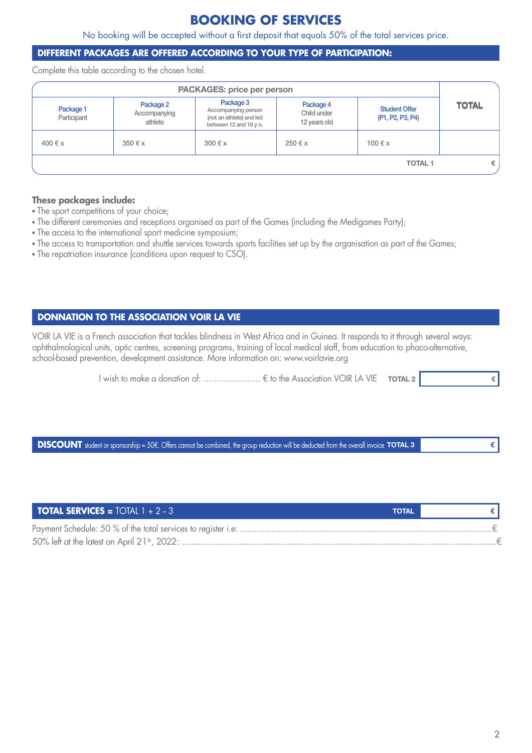# BOOKING OF SERVICES

No booking will be accepted without a first deposit that equals 50% of the total services price.

## DIFFERENT PACKAGES ARE OFFERED ACCORDING TO YOUR TYPE OF PARTICIPATION:

Complete this table according to the chosen hotel.

| PACKAGES: price per person | | | | | TOTAL |
|---|---|---|---|---|---|
| Package 1 Participant | Package 2 Accompanying athlete | Package 3 Accompanying person (not an athlete) and kid between 12 and 16 y o. | Package 4 Child under 12 years old | Student Offer (P1, P2, P3, P4) | |
| 400 € x | 350 € x | 300 € x | 250 € x | 100 € x | |
| | | | | TOTAL 1 | € |

**These packages include:**

- The sport competitions of your choice;
- The different ceremonies and receptions organised as part of the Games (including the Medigames Party);
- The access to the international sport medicine symposium;
- The access to transportation and shuttle services towards sports facilities set up by the organisation as part of the Games;
- The repatriation insurance (conditions upon request to CSO).

## DONNATION TO THE ASSOCIATION VOIR LA VIE

VOIR LA VIE is a French association that tackles blindness in West Africa and in Guinea. It responds to it through several ways: ophthalmological units, optic centres, screening programs, training of local medical staff, from education to phaco-alternative, school-based prevention, development assistance. More information on: www.voirlavie.org

I wish to make a donation of: ………………… € to the Association VOIR LA VIE **TOTAL 2** €

**DISCOUNT** student or sponsorship = 50€. Offers cannot be combined, the group reduction will be deducted from the overall invoice **TOTAL 3** €

**TOTAL SERVICES =** TOTAL 1 + 2 – 3 **TOTAL** €

Payment Schedule: 50 % of the total services to register i.e: ……………………………………………………………€

50% left at the latest on April 21th, 2022: ……………………………………………………………………€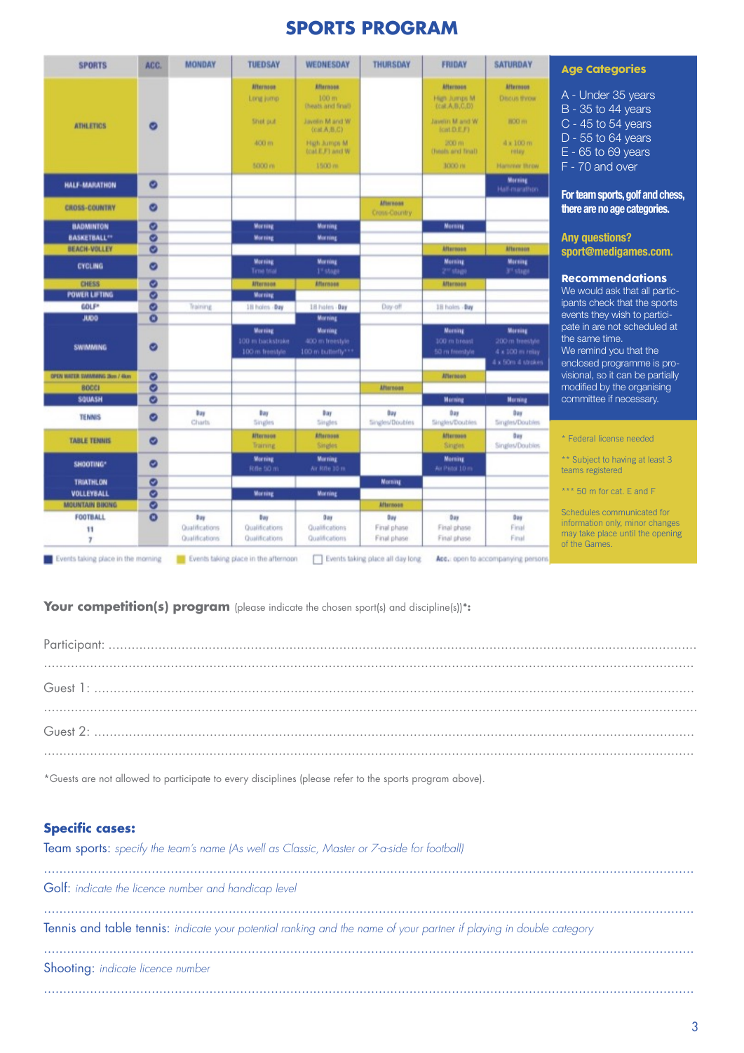# SPORTS PROGRAM

| SPORTS | ACC. | MONDAY | TUESDAY | WEDNESDAY | THURSDAY | FRIDAY | SATURDAY |
|---|---|---|---|---|---|---|---|
| ATHLETICS | ✓ | | Afternoon<br>Long jump<br>Shot put<br>400 m<br>5000 m | Afternoon<br>100 m (heats and final)<br>Javelin M and W (cat.A,B,C)<br>High Jumps M (cat.E,F) and W<br>1500 m | | Afternoon<br>High Jumps M (cat.A,B,C,D)<br>Javelin M and W (cat.D,E,F)<br>200 m (heats and final)<br>3000 m | Afternoon<br>Discus throw<br>800 m<br>4 x 100 m relay<br>Hammer throw |
| HALF-MARATHON | ✓ | | | | | | Morning<br>Half-marathon |
| CROSS-COUNTRY | ✓ | | | | Afternoon<br>Cross-Country | | |
| BADMINTON | ✓ | | Morning | Morning | | Morning | |
| BASKETBALL** | ✓ | | Morning | Morning | | | |
| BEACH-VOLLEY | ✓ | | | | | Afternoon | Afternoon |
| CYCLING | ✓ | | Morning<br>Time trial | Morning<br>1st stage | | Morning<br>2nd stage | Morning<br>3rd stage |
| CHESS | ✓ | | Afternoon | Afternoon | | Afternoon | |
| POWER LIFTING | ✓ | | Morning | | | | |
| GOLF* | ✓ | Training | 18 holes · Day | 18 holes · Day | Day-off | 18 holes · Day | |
| JUDO | ✓ | | | Morning | | | |
| SWIMMING | ✓ | | Morning<br>100 m backstroke<br>100 m freestyle | Morning<br>400 m freestyle<br>100 m butterfly*** | | Morning<br>100 m breast<br>50 m freestyle | Morning<br>200 m freestyle<br>4 x 100 m relay<br>4 x 50m 4 strokes |
| OPEN WATER SWIMMING 2km / 4km | ✓ | | | | | Afternoon | |
| BOCCI | ✓ | | | | Afternoon | | |
| SQUASH | ✓ | | | | | Morning | Morning |
| TENNIS | ✓ | Day<br>Charts | Day<br>Singles | Day<br>Singles | Day<br>Singles/Doubles | Day<br>Singles/Doubles | Day<br>Singles/Doubles |
| TABLE TENNIS | ✓ | | Afternoon<br>Training | Afternoon<br>Singles | | Afternoon<br>Singles | Day<br>Singles/Doubles |
| SHOOTING* | ✓ | | Morning<br>Rifle 50 m | Morning<br>Air Rifle 10 m | | Morning<br>Air Pistol 10 m | |
| TRIATHLON | ✓ | | | | Morning | | |
| VOLLEYBALL | ✓ | | Morning | Morning | | | |
| MOUNTAIN BIKING | ✓ | | | | Afternoon | | |
| FOOTBALL 11 / 7 | ✓ | Day<br>Qualifications<br>Qualifications | Day<br>Qualifications<br>Qualifications | Day<br>Qualifications<br>Qualifications | Day<br>Final phase<br>Final phase | Day<br>Final phase<br>Final phase | Day<br>Final<br>Final |

■ Events taking place in the morning ■ Events taking place in the afternoon □ Events taking place all day long **Acc.**: open to accompanying persons

## Age Categories

A - Under 35 years
B - 35 to 44 years
C - 45 to 54 years
D - 55 to 64 years
E - 65 to 69 years
F - 70 and over

**For team sports, golf and chess, there are no age categories.**

**Any questions?**
**sport@medigames.com.**

## Recommendations

We would ask that all participants check that the sports events they wish to participate in are not scheduled at the same time.
We remind you that the enclosed programme is provisional, so it can be partially modified by the organising committee if necessary.

\* Federal license needed

\*\* Subject to having at least 3 teams registered

\*\*\* 50 m for cat. E and F

Schedules communicated for information only, minor changes may take place until the opening of the Games.

**Your competition(s) program** (please indicate the chosen sport(s) and discipline(s))*:

Participant: ....................................................................................................

....................................................................................................

Guest 1: ....................................................................................................

....................................................................................................

Guest 2: ....................................................................................................

....................................................................................................

*Guests are not allowed to participate to every disciplines (please refer to the sports program above).

**Specific cases:**

Team sports: *specify the team's name (As well as Classic, Master or 7-a-side for football)*

....................................................................................................

Golf: *indicate the licence number and handicap level*

....................................................................................................

Tennis and table tennis: *indicate your potential ranking and the name of your partner if playing in double category*

....................................................................................................

Shooting: *indicate licence number*

....................................................................................................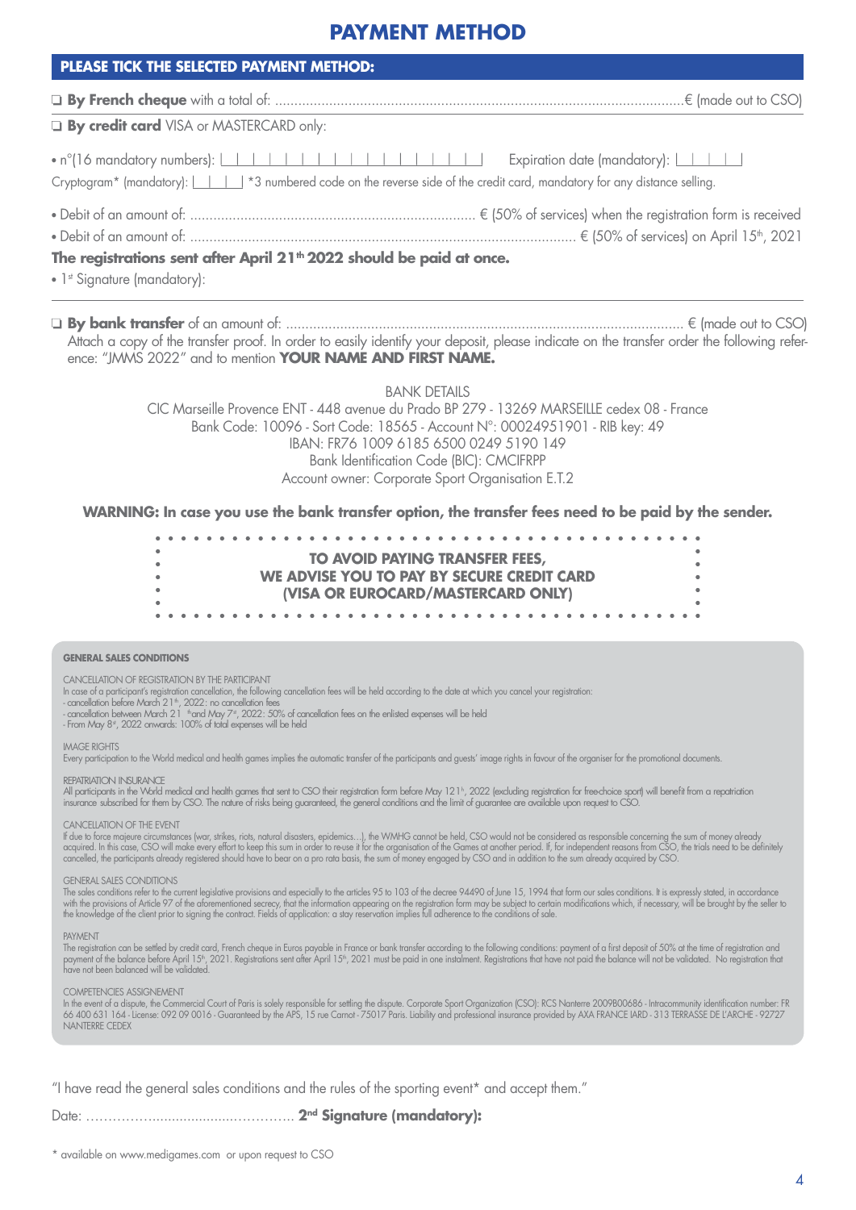# PAYMENT METHOD

## PLEASE TICK THE SELECTED PAYMENT METHOD:

❑ **By French cheque** with a total of: ........................................................................................................€ (made out to CSO)

❑ **By credit card** VISA or MASTERCARD only:

• n°(16 mandatory numbers): |_|_|_|_|_|_|_|_|_|_|_|_|_|_|_|_| Expiration date (mandatory): |_|_|_|_|

Cryptogram* (mandatory): |_|_|_| *3 numbered code on the reverse side of the credit card, mandatory for any distance selling.

• Debit of an amount of: .......................................................................... € (50% of services) when the registration form is received

• Debit of an amount of: .................................................................................................. € (50% of services) on April 15th, 2021

**The registrations sent after April 21th 2022 should be paid at once.**

• 1st Signature (mandatory):

❑ **By bank transfer** of an amount of: ...................................................................................................... € (made out to CSO)
Attach a copy of the transfer proof. In order to easily identify your deposit, please indicate on the transfer order the following reference: "JMMS 2022" and to mention **YOUR NAME AND FIRST NAME.**

BANK DETAILS
CIC Marseille Provence ENT - 448 avenue du Prado BP 279 - 13269 MARSEILLE cedex 08 - France
Bank Code: 10096 - Sort Code: 18565 - Account N°: 00024951901 - RIB key: 49
IBAN: FR76 1009 6185 6500 0249 5190 149
Bank Identification Code (BIC): CMCIFRPP
Account owner: Corporate Sport Organisation E.T.2

**WARNING: In case you use the bank transfer option, the transfer fees need to be paid by the sender.**

**TO AVOID PAYING TRANSFER FEES,**
**WE ADVISE YOU TO PAY BY SECURE CREDIT CARD**
**(VISA OR EUROCARD/MASTERCARD ONLY)**

### GENERAL SALES CONDITIONS

CANCELLATION OF REGISTRATION BY THE PARTICIPANT
In case of a participant's registration cancellation, the following cancellation fees will be held according to the date at which you cancel your registration:
- cancellation before March 21th, 2022: no cancellation fees
- cancellation between March 21th and May 7st, 2022: 50% of cancellation fees on the enlisted expenses will be held
- From May 8st, 2022 onwards: 100% of total expenses will be held

IMAGE RIGHTS
Every participation to the World medical and health games implies the automatic transfer of the participants and guests' image rights in favour of the organiser for the promotional documents.

REPATRIATION INSURANCE
All participants in the World medical and health games that sent to CSO their registration form before May 121th, 2022 (excluding registration for free-choice sport) will benefit from a repatriation insurance subscribed for them by CSO. The nature of risks being guaranteed, the general conditions and the limit of guarantee are available upon request to CSO.

CANCELLATION OF THE EVENT
If due to force majeure circumstances (war, strikes, riots, natural disasters, epidemics…), the WMHG cannot be held, CSO would not be considered as responsible concerning the sum of money already acquired. In this case, CSO will make every effort to keep this sum in order to re-use it for the organisation of the Games at another period. If, for independent reasons from CSO, the trials need to be definitely cancelled, the participants already registered should have to bear on a pro rata basis, the sum of money engaged by CSO and in addition to the sum already acquired by CSO.

GENERAL SALES CONDITIONS
The sales conditions refer to the current legislative provisions and especially to the articles 95 to 103 of the decree 94490 of June 15, 1994 that form our sales conditions. It is expressly stated, in accordance with the provisions of Article 97 of the aforementioned secrecy, that the information appearing on the registration form may be subject to certain modifications which, if necessary, will be brought by the seller to the knowledge of the client prior to signing the contract. Fields of application: a stay reservation implies full adherence to the conditions of sale.

PAYMENT
The registration can be settled by credit card, French cheque in Euros payable in France or bank transfer according to the following conditions: payment of a first deposit of 50% at the time of registration and payment of the balance before April 15th, 2021. Registrations sent after April 15th, 2021 must be paid in one instalment. Registrations that have not paid the balance will not be validated. No registration that have not been balanced will be validated.

COMPETENCIES ASSIGNEMENT
In the event of a dispute, the Commercial Court of Paris is solely responsible for settling the dispute. Corporate Sport Organization (CSO): RCS Nanterre 2009B00686 - Intracommunity identification number: FR 66 400 631 164 - License: 092 09 0016 - Guaranteed by the APS, 15 rue Carnot - 75017 Paris. Liability and professional insurance provided by AXA FRANCE IARD - 313 TERRASSE DE L'ARCHE - 92727 NANTERRE CEDEX

"I have read the general sales conditions and the rules of the sporting event* and accept them."

Date: ……………….................……………. **2nd Signature (mandatory):**

\* available on www.medigames.com or upon request to CSO